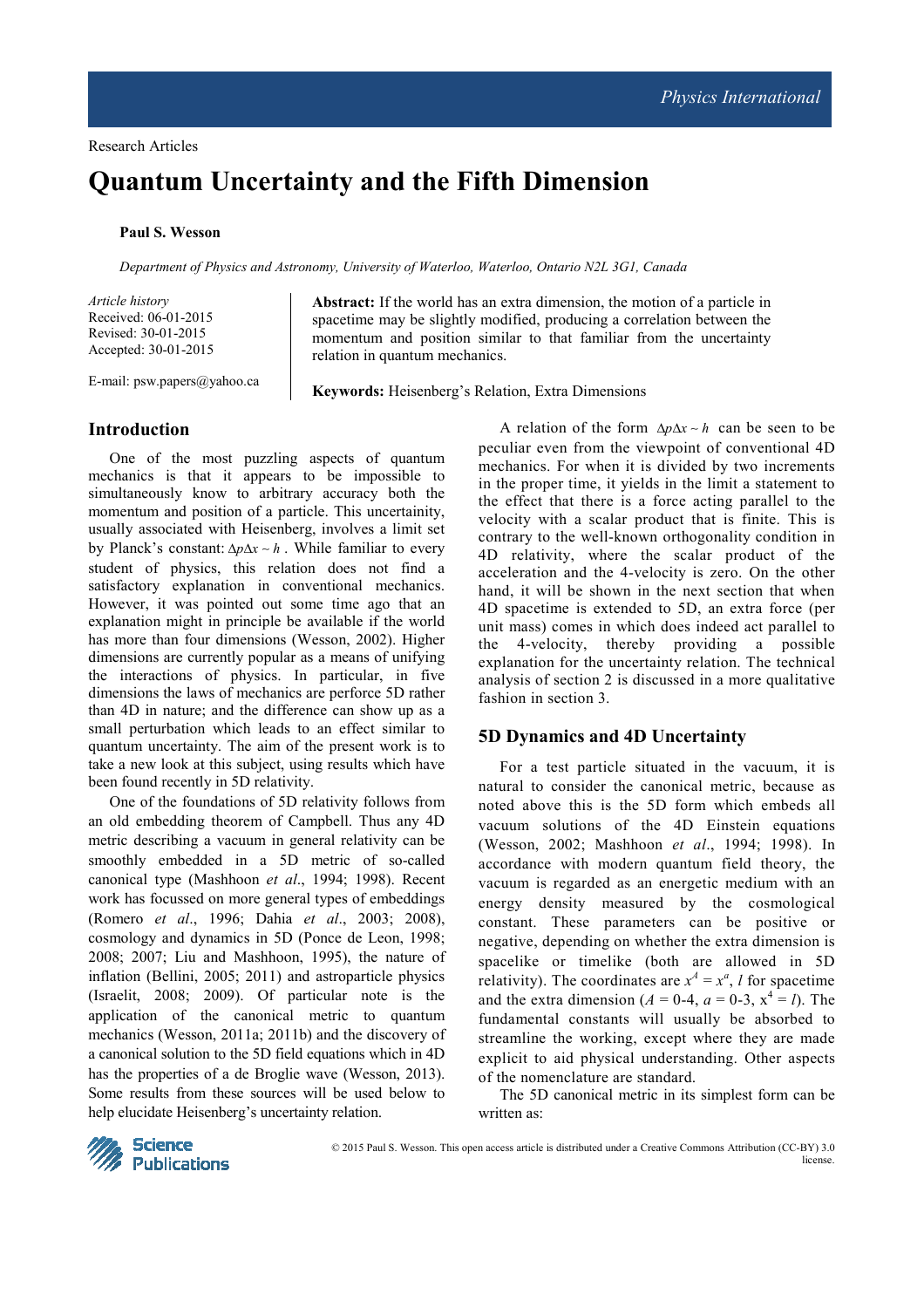Research Articles

# Quantum Uncertainty and the Fifth Dimension

**Paul S. Wesson**

*Department of Physics and Astronomy, University of Waterloo, Waterloo, Ontario N2L 3G1, Canada*

*Article history*
Received: 06-01-2015
Revised: 30-01-2015
Accepted: 30-01-2015

E-mail: psw.papers@yahoo.ca

**Abstract:** If the world has an extra dimension, the motion of a particle in spacetime may be slightly modified, producing a correlation between the momentum and position similar to that familiar from the uncertainty relation in quantum mechanics.

**Keywords:** Heisenberg's Relation, Extra Dimensions

## Introduction

One of the most puzzling aspects of quantum mechanics is that it appears to be impossible to simultaneously know to arbitrary accuracy both the momentum and position of a particle. This uncertainity, usually associated with Heisenberg, involves a limit set by Planck's constant: $\Delta p \Delta x \sim h$. While familiar to every student of physics, this relation does not find a satisfactory explanation in conventional mechanics. However, it was pointed out some time ago that an explanation might in principle be available if the world has more than four dimensions (Wesson, 2002). Higher dimensions are currently popular as a means of unifying the interactions of physics. In particular, in five dimensions the laws of mechanics are perforce 5D rather than 4D in nature; and the difference can show up as a small perturbation which leads to an effect similar to quantum uncertainty. The aim of the present work is to take a new look at this subject, using results which have been found recently in 5D relativity.

One of the foundations of 5D relativity follows from an old embedding theorem of Campbell. Thus any 4D metric describing a vacuum in general relativity can be smoothly embedded in a 5D metric of so-called canonical type (Mashhoon *et al*., 1994; 1998). Recent work has focussed on more general types of embeddings (Romero *et al*., 1996; Dahia *et al*., 2003; 2008), cosmology and dynamics in 5D (Ponce de Leon, 1998; 2008; 2007; Liu and Mashhoon, 1995), the nature of inflation (Bellini, 2005; 2011) and astroparticle physics (Israelit, 2008; 2009). Of particular note is the application of the canonical metric to quantum mechanics (Wesson, 2011a; 2011b) and the discovery of a canonical solution to the 5D field equations which in 4D has the properties of a de Broglie wave (Wesson, 2013). Some results from these sources will be used below to help elucidate Heisenberg's uncertainty relation.

A relation of the form $\Delta p \Delta x \sim h$ can be seen to be peculiar even from the viewpoint of conventional 4D mechanics. For when it is divided by two increments in the proper time, it yields in the limit a statement to the effect that there is a force acting parallel to the velocity with a scalar product that is finite. This is contrary to the well-known orthogonality condition in 4D relativity, where the scalar product of the acceleration and the 4-velocity is zero. On the other hand, it will be shown in the next section that when 4D spacetime is extended to 5D, an extra force (per unit mass) comes in which does indeed act parallel to the 4-velocity, thereby providing a possible explanation for the uncertainty relation. The technical analysis of section 2 is discussed in a more qualitative fashion in section 3.

## 5D Dynamics and 4D Uncertainty

For a test particle situated in the vacuum, it is natural to consider the canonical metric, because as noted above this is the 5D form which embeds all vacuum solutions of the 4D Einstein equations (Wesson, 2002; Mashhoon *et al*., 1994; 1998). In accordance with modern quantum field theory, the vacuum is regarded as an energetic medium with an energy density measured by the cosmological constant. These parameters can be positive or negative, depending on whether the extra dimension is spacelike or timelike (both are allowed in 5D relativity). The coordinates are $x^A = x^a$, $l$ for spacetime and the extra dimension ($A$ = 0-4, $a$ = 0-3, $x^4 = l$). The fundamental constants will usually be absorbed to streamline the working, except where they are made explicit to aid physical understanding. Other aspects of the nomenclature are standard.

The 5D canonical metric in its simplest form can be written as:

© 2015 Paul S. Wesson. This open access article is distributed under a Creative Commons Attribution (CC-BY) 3.0 license.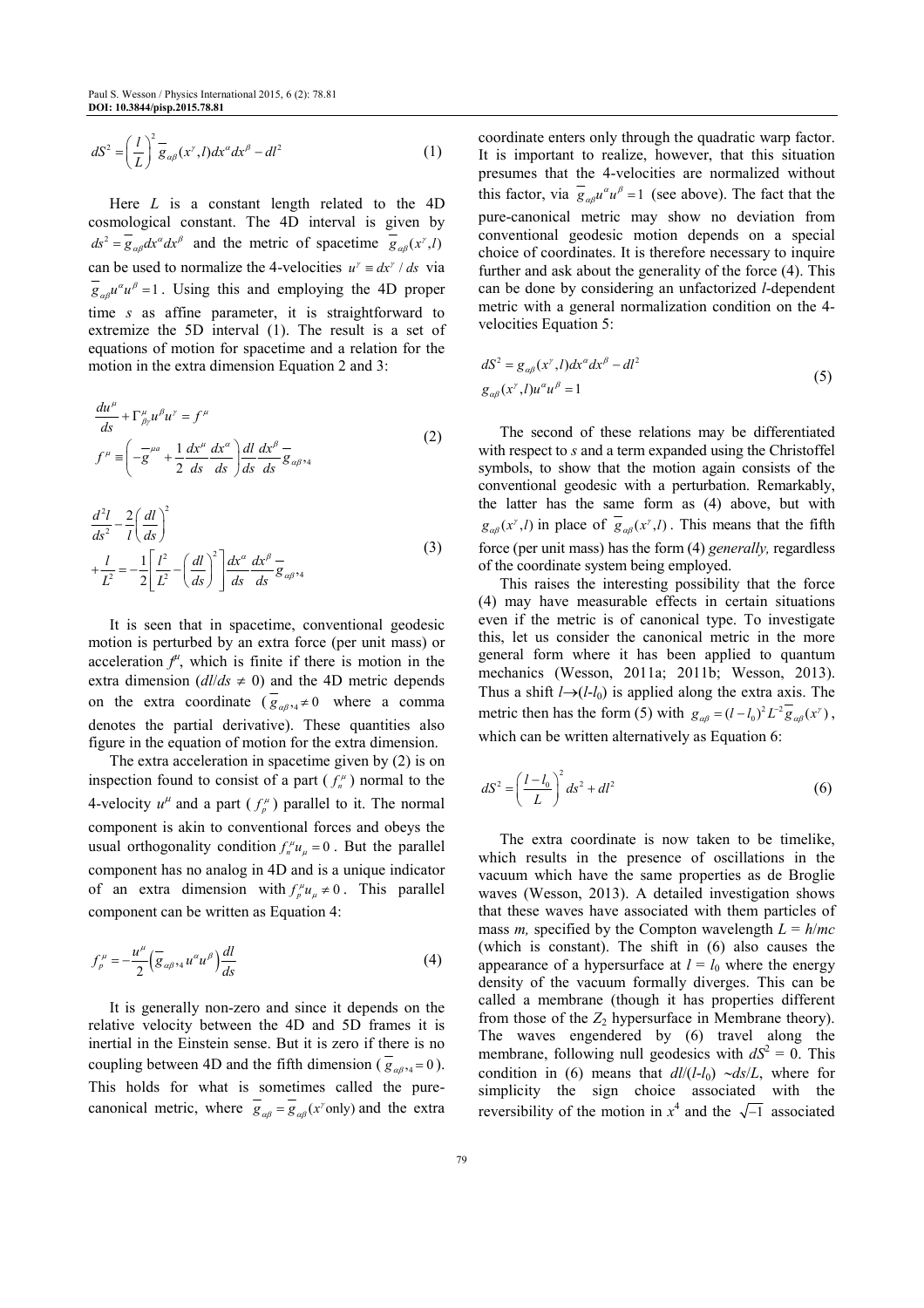$$dS^2 = \left(\frac{l}{L}\right)^2 \bar{g}_{\alpha\beta}(x^\gamma, l)dx^\alpha dx^\beta - dl^2 \qquad (1)$$

Here $L$ is a constant length related to the 4D cosmological constant. The 4D interval is given by $ds^2 = \bar{g}_{\alpha\beta}dx^\alpha dx^\beta$ and the metric of spacetime $\bar{g}_{\alpha\beta}(x^\gamma, l)$ can be used to normalize the 4-velocities $u^\gamma \equiv dx^\gamma / ds$ via $\bar{g}_{\alpha\beta}u^\alpha u^\beta = 1$. Using this and employing the 4D proper time $s$ as affine parameter, it is straightforward to extremize the 5D interval (1). The result is a set of equations of motion for spacetime and a relation for the motion in the extra dimension Equation 2 and 3:

$$\frac{du^\mu}{ds} + \Gamma^\mu_{\beta\gamma}u^\beta u^\gamma = f^\mu$$
$$f^\mu \equiv \left(-\bar{g}^{\mu\alpha} + \frac{1}{2}\frac{dx^\mu}{ds}\frac{dx^\alpha}{ds}\right)\frac{dl}{ds}\frac{dx^\beta}{ds}\bar{g}_{\alpha\beta},_4 \qquad (2)$$

$$\frac{d^2l}{ds^2} - \frac{2}{l}\left(\frac{dl}{ds}\right)^2 + \frac{l}{L^2} = -\frac{1}{2}\left[\frac{l^2}{L^2} - \left(\frac{dl}{ds}\right)^2\right]\frac{dx^\alpha}{ds}\frac{dx^\beta}{ds}\bar{g}_{\alpha\beta},_4 \qquad (3)$$

It is seen that in spacetime, conventional geodesic motion is perturbed by an extra force (per unit mass) or acceleration $f^\mu$, which is finite if there is motion in the extra dimension ($dl/ds \neq 0$) and the 4D metric depends on the extra coordinate ($\bar{g}_{\alpha\beta},_4 \neq 0$ where a comma denotes the partial derivative). These quantities also figure in the equation of motion for the extra dimension.

The extra acceleration in spacetime given by (2) is on inspection found to consist of a part ($f^\mu_n$) normal to the 4-velocity $u^\mu$ and a part ($f^\mu_p$) parallel to it. The normal component is akin to conventional forces and obeys the usual orthogonality condition $f^\mu_n u_\mu = 0$. But the parallel component has no analog in 4D and is a unique indicator of an extra dimension with $f^\mu_p u_\mu \neq 0$. This parallel component can be written as Equation 4:

$$f^\mu_p = -\frac{u^\mu}{2}\left(\bar{g}_{\alpha\beta},_4 u^\alpha u^\beta\right)\frac{dl}{ds} \qquad (4)$$

It is generally non-zero and since it depends on the relative velocity between the 4D and 5D frames it is inertial in the Einstein sense. But it is zero if there is no coupling between 4D and the fifth dimension ($\bar{g}_{\alpha\beta},_4 = 0$). This holds for what is sometimes called the pure-canonical metric, where $\bar{g}_{\alpha\beta} = \bar{g}_{\alpha\beta}(x^\gamma \text{only})$ and the extra coordinate enters only through the quadratic warp factor. It is important to realize, however, that this situation presumes that the 4-velocities are normalized without this factor, via $\bar{g}_{\alpha\beta}u^\alpha u^\beta = 1$ (see above). The fact that the pure-canonical metric may show no deviation from conventional geodesic motion depends on a special choice of coordinates. It is therefore necessary to inquire further and ask about the generality of the force (4). This can be done by considering an unfactorized $l$-dependent metric with a general normalization condition on the 4-velocities Equation 5:

$$dS^2 = g_{\alpha\beta}(x^\gamma, l)dx^\alpha dx^\beta - dl^2$$
$$g_{\alpha\beta}(x^\gamma, l)u^\alpha u^\beta = 1 \qquad (5)$$

The second of these relations may be differentiated with respect to $s$ and a term expanded using the Christoffel symbols, to show that the motion again consists of the conventional geodesic with a perturbation. Remarkably, the latter has the same form as (4) above, but with $g_{\alpha\beta}(x^\gamma, l)$ in place of $\bar{g}_{\alpha\beta}(x^\gamma, l)$. This means that the fifth force (per unit mass) has the form (4) *generally,* regardless of the coordinate system being employed.

This raises the interesting possibility that the force (4) may have measurable effects in certain situations even if the metric is of canonical type. To investigate this, let us consider the canonical metric in the more general form where it has been applied to quantum mechanics (Wesson, 2011a; 2011b; Wesson, 2013). Thus a shift $l \rightarrow (l - l_0)$ is applied along the extra axis. The metric then has the form (5) with $g_{\alpha\beta} = (l - l_0)^2 L^{-2}\bar{g}_{\alpha\beta}(x^\gamma)$, which can be written alternatively as Equation 6:

$$dS^2 = \left(\frac{l - l_0}{L}\right)^2 ds^2 + dl^2 \qquad (6)$$

The extra coordinate is now taken to be timelike, which results in the presence of oscillations in the vacuum which have the same properties as de Broglie waves (Wesson, 2013). A detailed investigation shows that these waves have associated with them particles of mass $m$, specified by the Compton wavelength $L = h/mc$ (which is constant). The shift in (6) also causes the appearance of a hypersurface at $l = l_0$ where the energy density of the vacuum formally diverges. This can be called a membrane (though it has properties different from those of the $Z_2$ hypersurface in Membrane theory). The waves engendered by (6) travel along the membrane, following null geodesics with $dS^2 = 0$. This condition in (6) means that $dl/(l - l_0) \sim ds/L$, where for simplicity the sign choice associated with the reversibility of the motion in $x^4$ and the $\sqrt{-1}$ associated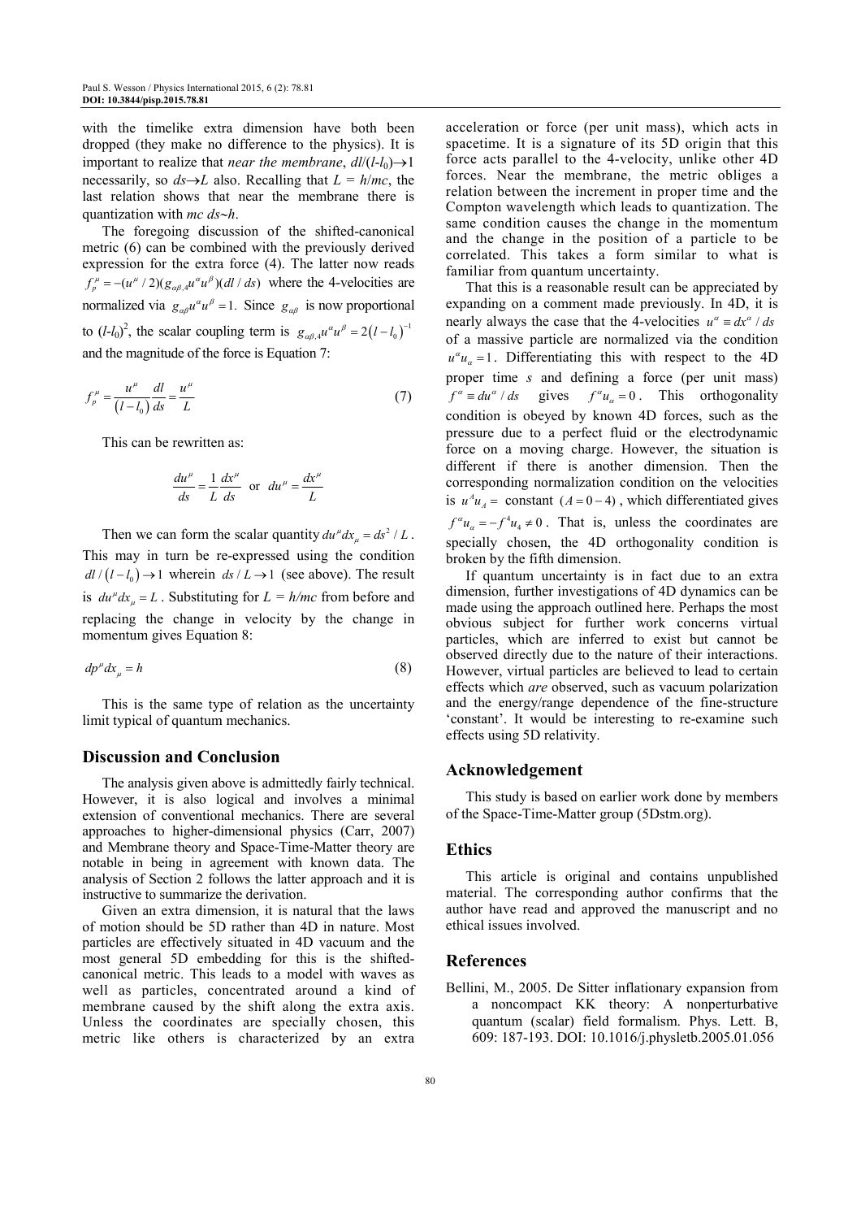with the timelike extra dimension have both been dropped (they make no difference to the physics). It is important to realize that *near the membrane*, $dl/(l-l_0) \to 1$ necessarily, so $ds \to L$ also. Recalling that $L = h/mc$, the last relation shows that near the membrane there is quantization with $mc\ ds \sim h$.

The foregoing discussion of the shifted-canonical metric (6) can be combined with the previously derived expression for the extra force (4). The latter now reads $f_p^\mu = -(u^\mu/2)(g_{\alpha\beta,4}u^\alpha u^\beta)(dl/ds)$ where the 4-velocities are normalized via $g_{\alpha\beta}u^\alpha u^\beta = 1$. Since $g_{\alpha\beta}$ is now proportional to $(l-l_0)^2$, the scalar coupling term is $g_{\alpha\beta,4}u^\alpha u^\beta = 2(l-l_0)^{-1}$ and the magnitude of the force is Equation 7:

$$f_p^\mu = \frac{u^\mu}{(l-l_0)}\frac{dl}{ds} = \frac{u^\mu}{L} \tag{7}$$

This can be rewritten as:

$$\frac{du^\mu}{ds} = \frac{1}{L}\frac{dx^\mu}{ds} \quad \text{or} \quad du^\mu = \frac{dx^\mu}{L}$$

Then we can form the scalar quantity $du^\mu dx_\mu = ds^2/L$. This may in turn be re-expressed using the condition $dl/(l-l_0) \to 1$ wherein $ds/L \to 1$ (see above). The result is $du^\mu dx_\mu = L$. Substituting for $L = h/mc$ from before and replacing the change in velocity by the change in momentum gives Equation 8:

$$dp^\mu dx_\mu = h \tag{8}$$

This is the same type of relation as the uncertainty limit typical of quantum mechanics.

## Discussion and Conclusion

The analysis given above is admittedly fairly technical. However, it is also logical and involves a minimal extension of conventional mechanics. There are several approaches to higher-dimensional physics (Carr, 2007) and Membrane theory and Space-Time-Matter theory are notable in being in agreement with known data. The analysis of Section 2 follows the latter approach and it is instructive to summarize the derivation.

Given an extra dimension, it is natural that the laws of motion should be 5D rather than 4D in nature. Most particles are effectively situated in 4D vacuum and the most general 5D embedding for this is the shifted-canonical metric. This leads to a model with waves as well as particles, concentrated around a kind of membrane caused by the shift along the extra axis. Unless the coordinates are specially chosen, this metric like others is characterized by an extra acceleration or force (per unit mass), which acts in spacetime. It is a signature of its 5D origin that this force acts parallel to the 4-velocity, unlike other 4D forces. Near the membrane, the metric obliges a relation between the increment in proper time and the Compton wavelength which leads to quantization. The same condition causes the change in the momentum and the change in the position of a particle to be correlated. This takes a form similar to what is familiar from quantum uncertainty.

That this is a reasonable result can be appreciated by expanding on a comment made previously. In 4D, it is nearly always the case that the 4-velocities $u^\alpha \equiv dx^\alpha/ds$ of a massive particle are normalized via the condition $u^\alpha u_\alpha = 1$. Differentiating this with respect to the 4D proper time $s$ and defining a force (per unit mass) $f^\alpha \equiv du^\alpha/ds$ gives $f^\alpha u_\alpha = 0$. This orthogonality condition is obeyed by known 4D forces, such as the pressure due to a perfect fluid or the electrodynamic force on a moving charge. However, the situation is different if there is another dimension. Then the corresponding normalization condition on the velocities is $u^A u_A =$ constant $(A = 0-4)$, which differentiated gives $f^\alpha u_\alpha = -f^4 u_4 \neq 0$. That is, unless the coordinates are specially chosen, the 4D orthogonality condition is broken by the fifth dimension.

If quantum uncertainty is in fact due to an extra dimension, further investigations of 4D dynamics can be made using the approach outlined here. Perhaps the most obvious subject for further work concerns virtual particles, which are inferred to exist but cannot be observed directly due to the nature of their interactions. However, virtual particles are believed to lead to certain effects which *are* observed, such as vacuum polarization and the energy/range dependence of the fine-structure 'constant'. It would be interesting to re-examine such effects using 5D relativity.

## Acknowledgement

This study is based on earlier work done by members of the Space-Time-Matter group (5Dstm.org).

## Ethics

This article is original and contains unpublished material. The corresponding author confirms that the author have read and approved the manuscript and no ethical issues involved.

## References

Bellini, M., 2005. De Sitter inflationary expansion from a noncompact KK theory: A nonperturbative quantum (scalar) field formalism. Phys. Lett. B, 609: 187-193. DOI: 10.1016/j.physletb.2005.01.056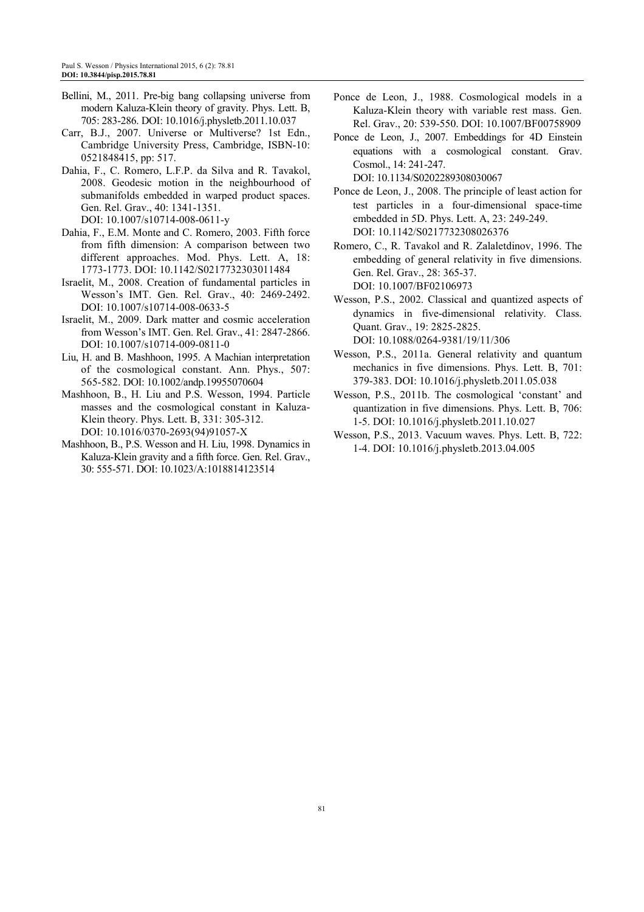Bellini, M., 2011. Pre-big bang collapsing universe from modern Kaluza-Klein theory of gravity. Phys. Lett. B, 705: 283-286. DOI: 10.1016/j.physletb.2011.10.037

Carr, B.J., 2007. Universe or Multiverse? 1st Edn., Cambridge University Press, Cambridge, ISBN-10: 0521848415, pp: 517.

Dahia, F., C. Romero, L.F.P. da Silva and R. Tavakol, 2008. Geodesic motion in the neighbourhood of submanifolds embedded in warped product spaces. Gen. Rel. Grav., 40: 1341-1351. DOI: 10.1007/s10714-008-0611-y

Dahia, F., E.M. Monte and C. Romero, 2003. Fifth force from fifth dimension: A comparison between two different approaches. Mod. Phys. Lett. A, 18: 1773-1773. DOI: 10.1142/S0217732303011484

Israelit, M., 2008. Creation of fundamental particles in Wesson's IMT. Gen. Rel. Grav., 40: 2469-2492. DOI: 10.1007/s10714-008-0633-5

Israelit, M., 2009. Dark matter and cosmic acceleration from Wesson's IMT. Gen. Rel. Grav., 41: 2847-2866. DOI: 10.1007/s10714-009-0811-0

Liu, H. and B. Mashhoon, 1995. A Machian interpretation of the cosmological constant. Ann. Phys., 507: 565-582. DOI: 10.1002/andp.19955070604

Mashhoon, B., H. Liu and P.S. Wesson, 1994. Particle masses and the cosmological constant in Kaluza-Klein theory. Phys. Lett. B, 331: 305-312. DOI: 10.1016/0370-2693(94)91057-X

Mashhoon, B., P.S. Wesson and H. Liu, 1998. Dynamics in Kaluza-Klein gravity and a fifth force. Gen. Rel. Grav., 30: 555-571. DOI: 10.1023/A:1018814123514

Ponce de Leon, J., 1988. Cosmological models in a Kaluza-Klein theory with variable rest mass. Gen. Rel. Grav., 20: 539-550. DOI: 10.1007/BF00758909

Ponce de Leon, J., 2007. Embeddings for 4D Einstein equations with a cosmological constant. Grav. Cosmol., 14: 241-247. DOI: 10.1134/S0202289308030067

Ponce de Leon, J., 2008. The principle of least action for test particles in a four-dimensional space-time embedded in 5D. Phys. Lett. A, 23: 249-249. DOI: 10.1142/S0217732308026376

Romero, C., R. Tavakol and R. Zalaletdinov, 1996. The embedding of general relativity in five dimensions. Gen. Rel. Grav., 28: 365-37. DOI: 10.1007/BF02106973

Wesson, P.S., 2002. Classical and quantized aspects of dynamics in five-dimensional relativity. Class. Quant. Grav., 19: 2825-2825. DOI: 10.1088/0264-9381/19/11/306

Wesson, P.S., 2011a. General relativity and quantum mechanics in five dimensions. Phys. Lett. B, 701: 379-383. DOI: 10.1016/j.physletb.2011.05.038

Wesson, P.S., 2011b. The cosmological 'constant' and quantization in five dimensions. Phys. Lett. B, 706: 1-5. DOI: 10.1016/j.physletb.2011.10.027

Wesson, P.S., 2013. Vacuum waves. Phys. Lett. B, 722: 1-4. DOI: 10.1016/j.physletb.2013.04.005